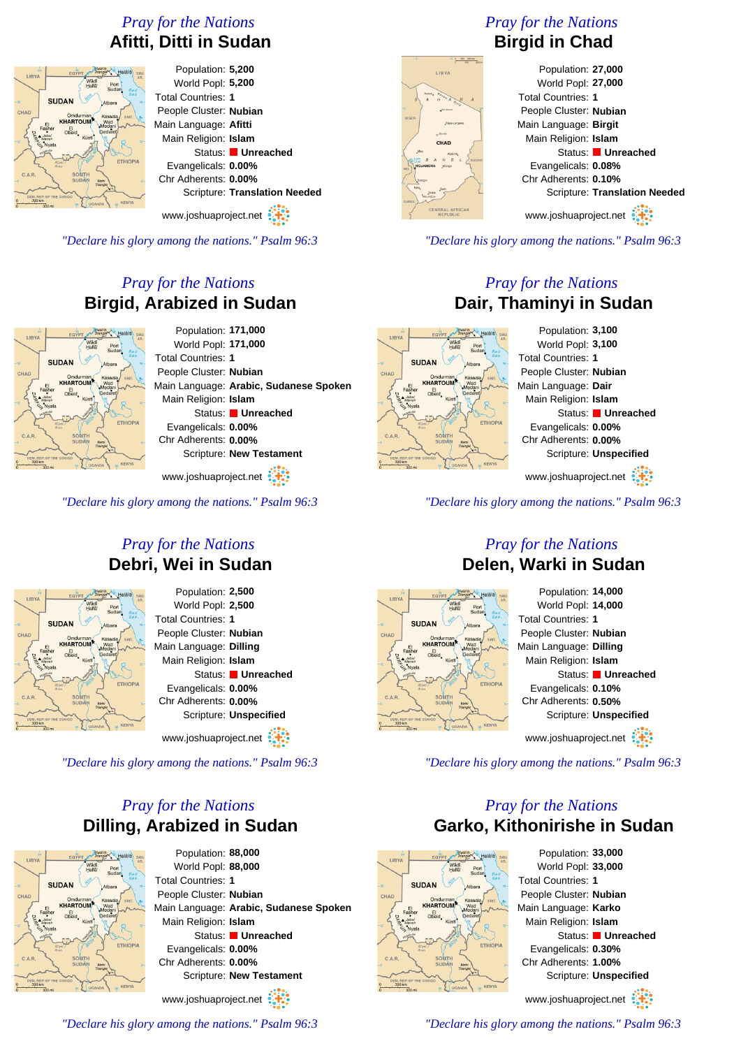*Pray for the Nations*

## Afitti, Ditti in Sudan

Population: **5,200**
World Popl: **5,200**
Total Countries: **1**
People Cluster: **Nubian**
Main Language: **Afitti**
Main Religion: **Islam**
Status: **Unreached**
Evangelicals: **0.00%**
Chr Adherents: **0.00%**
Scripture: **Translation Needed**

www.joshuaproject.net

*"Declare his glory among the nations." Psalm 96:3*

*Pray for the Nations*

## Birgid in Chad

Population: **27,000**
World Popl: **27,000**
Total Countries: **1**
People Cluster: **Nubian**
Main Language: **Birgit**
Main Religion: **Islam**
Status: **Unreached**
Evangelicals: **0.08%**
Chr Adherents: **0.10%**
Scripture: **Translation Needed**

www.joshuaproject.net

*"Declare his glory among the nations." Psalm 96:3*

*Pray for the Nations*

## Birgid, Arabized in Sudan

Population: **171,000**
World Popl: **171,000**
Total Countries: **1**
People Cluster: **Nubian**
Main Language: **Arabic, Sudanese Spoken**
Main Religion: **Islam**
Status: **Unreached**
Evangelicals: **0.00%**
Chr Adherents: **0.00%**
Scripture: **New Testament**

www.joshuaproject.net

*"Declare his glory among the nations." Psalm 96:3*

*Pray for the Nations*

## Dair, Thaminyi in Sudan

Population: **3,100**
World Popl: **3,100**
Total Countries: **1**
People Cluster: **Nubian**
Main Language: **Dair**
Main Religion: **Islam**
Status: **Unreached**
Evangelicals: **0.00%**
Chr Adherents: **0.00%**
Scripture: **Unspecified**

www.joshuaproject.net

*"Declare his glory among the nations." Psalm 96:3*

*Pray for the Nations*

## Debri, Wei in Sudan

Population: **2,500**
World Popl: **2,500**
Total Countries: **1**
People Cluster: **Nubian**
Main Language: **Dilling**
Main Religion: **Islam**
Status: **Unreached**
Evangelicals: **0.00%**
Chr Adherents: **0.00%**
Scripture: **Unspecified**

www.joshuaproject.net

*"Declare his glory among the nations." Psalm 96:3*

*Pray for the Nations*

## Delen, Warki in Sudan

Population: **14,000**
World Popl: **14,000**
Total Countries: **1**
People Cluster: **Nubian**
Main Language: **Dilling**
Main Religion: **Islam**
Status: **Unreached**
Evangelicals: **0.10%**
Chr Adherents: **0.50%**
Scripture: **Unspecified**

www.joshuaproject.net

*"Declare his glory among the nations." Psalm 96:3*

*Pray for the Nations*

## Dilling, Arabized in Sudan

Population: **88,000**
World Popl: **88,000**
Total Countries: **1**
People Cluster: **Nubian**
Main Language: **Arabic, Sudanese Spoken**
Main Religion: **Islam**
Status: **Unreached**
Evangelicals: **0.00%**
Chr Adherents: **0.00%**
Scripture: **New Testament**

www.joshuaproject.net

*"Declare his glory among the nations." Psalm 96:3*

*Pray for the Nations*

## Garko, Kithonirishe in Sudan

Population: **33,000**
World Popl: **33,000**
Total Countries: **1**
People Cluster: **Nubian**
Main Language: **Karko**
Main Religion: **Islam**
Status: **Unreached**
Evangelicals: **0.30%**
Chr Adherents: **1.00%**
Scripture: **Unspecified**

www.joshuaproject.net

*"Declare his glory among the nations." Psalm 96:3*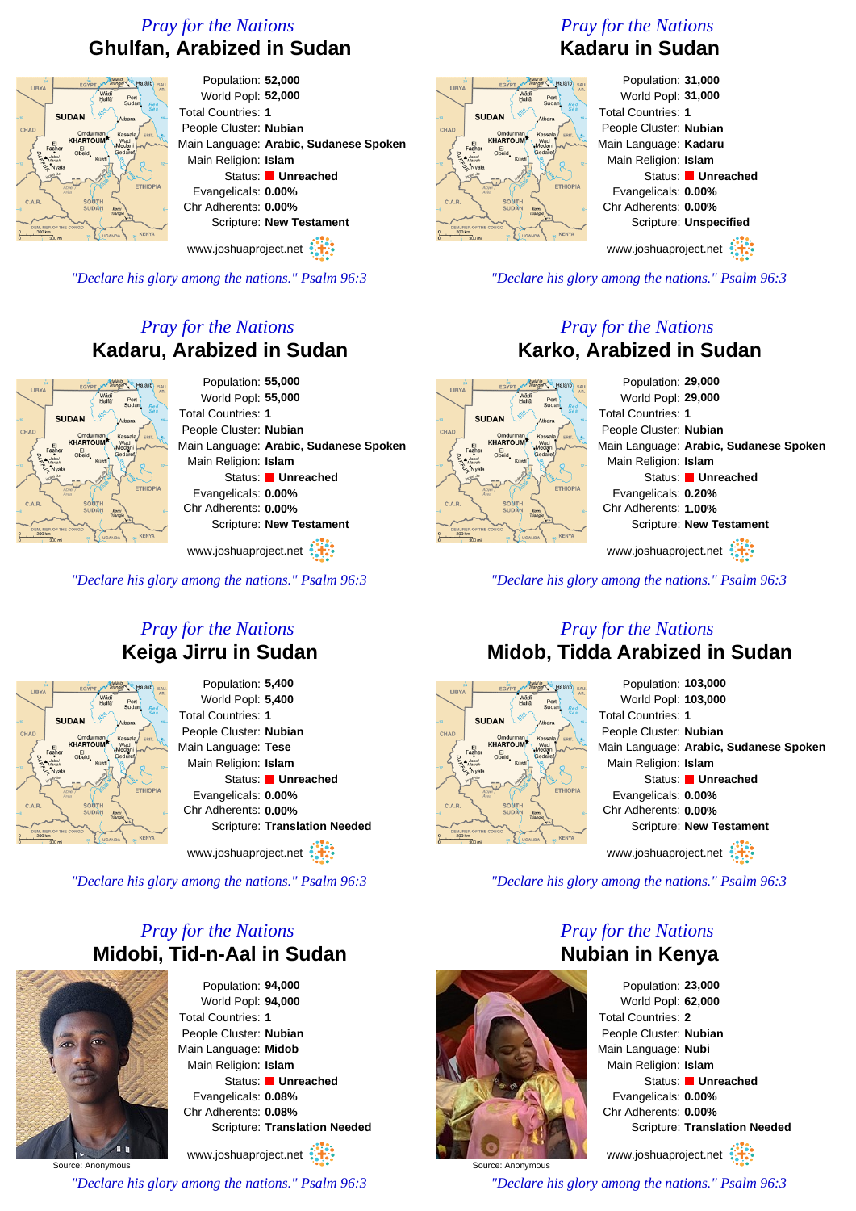## Pray for the Nations

# Ghulfan, Arabized in Sudan

Population: **52,000**
World Popl: **52,000**
Total Countries: **1**
People Cluster: **Nubian**
Main Language: **Arabic, Sudanese Spoken**
Main Religion: **Islam**
Status: **Unreached**
Evangelicals: **0.00%**
Chr Adherents: **0.00%**
Scripture: **New Testament**

www.joshuaproject.net

*"Declare his glory among the nations." Psalm 96:3*

## Pray for the Nations

# Kadaru in Sudan

Population: **31,000**
World Popl: **31,000**
Total Countries: **1**
People Cluster: **Nubian**
Main Language: **Kadaru**
Main Religion: **Islam**
Status: **Unreached**
Evangelicals: **0.00%**
Chr Adherents: **0.00%**
Scripture: **Unspecified**

www.joshuaproject.net

*"Declare his glory among the nations." Psalm 96:3*

## Pray for the Nations

# Kadaru, Arabized in Sudan

Population: **55,000**
World Popl: **55,000**
Total Countries: **1**
People Cluster: **Nubian**
Main Language: **Arabic, Sudanese Spoken**
Main Religion: **Islam**
Status: **Unreached**
Evangelicals: **0.00%**
Chr Adherents: **0.00%**
Scripture: **New Testament**

www.joshuaproject.net

*"Declare his glory among the nations." Psalm 96:3*

## Pray for the Nations

# Karko, Arabized in Sudan

Population: **29,000**
World Popl: **29,000**
Total Countries: **1**
People Cluster: **Nubian**
Main Language: **Arabic, Sudanese Spoken**
Main Religion: **Islam**
Status: **Unreached**
Evangelicals: **0.20%**
Chr Adherents: **1.00%**
Scripture: **New Testament**

www.joshuaproject.net

*"Declare his glory among the nations." Psalm 96:3*

## Pray for the Nations

# Keiga Jirru in Sudan

Population: **5,400**
World Popl: **5,400**
Total Countries: **1**
People Cluster: **Nubian**
Main Language: **Tese**
Main Religion: **Islam**
Status: **Unreached**
Evangelicals: **0.00%**
Chr Adherents: **0.00%**
Scripture: **Translation Needed**

www.joshuaproject.net

*"Declare his glory among the nations." Psalm 96:3*

## Pray for the Nations

# Midob, Tidda Arabized in Sudan

Population: **103,000**
World Popl: **103,000**
Total Countries: **1**
People Cluster: **Nubian**
Main Language: **Arabic, Sudanese Spoken**
Main Religion: **Islam**
Status: **Unreached**
Evangelicals: **0.00%**
Chr Adherents: **0.00%**
Scripture: **New Testament**

www.joshuaproject.net

*"Declare his glory among the nations." Psalm 96:3*

## Pray for the Nations

# Midobi, Tid-n-Aal in Sudan

Source: Anonymous

Population: **94,000**
World Popl: **94,000**
Total Countries: **1**
People Cluster: **Nubian**
Main Language: **Midob**
Main Religion: **Islam**
Status: **Unreached**
Evangelicals: **0.08%**
Chr Adherents: **0.08%**
Scripture: **Translation Needed**

www.joshuaproject.net

*"Declare his glory among the nations." Psalm 96:3*

## Pray for the Nations

# Nubian in Kenya

Source: Anonymous

Population: **23,000**
World Popl: **62,000**
Total Countries: **2**
People Cluster: **Nubian**
Main Language: **Nubi**
Main Religion: **Islam**
Status: **Unreached**
Evangelicals: **0.00%**
Chr Adherents: **0.00%**
Scripture: **Translation Needed**

www.joshuaproject.net

*"Declare his glory among the nations." Psalm 96:3*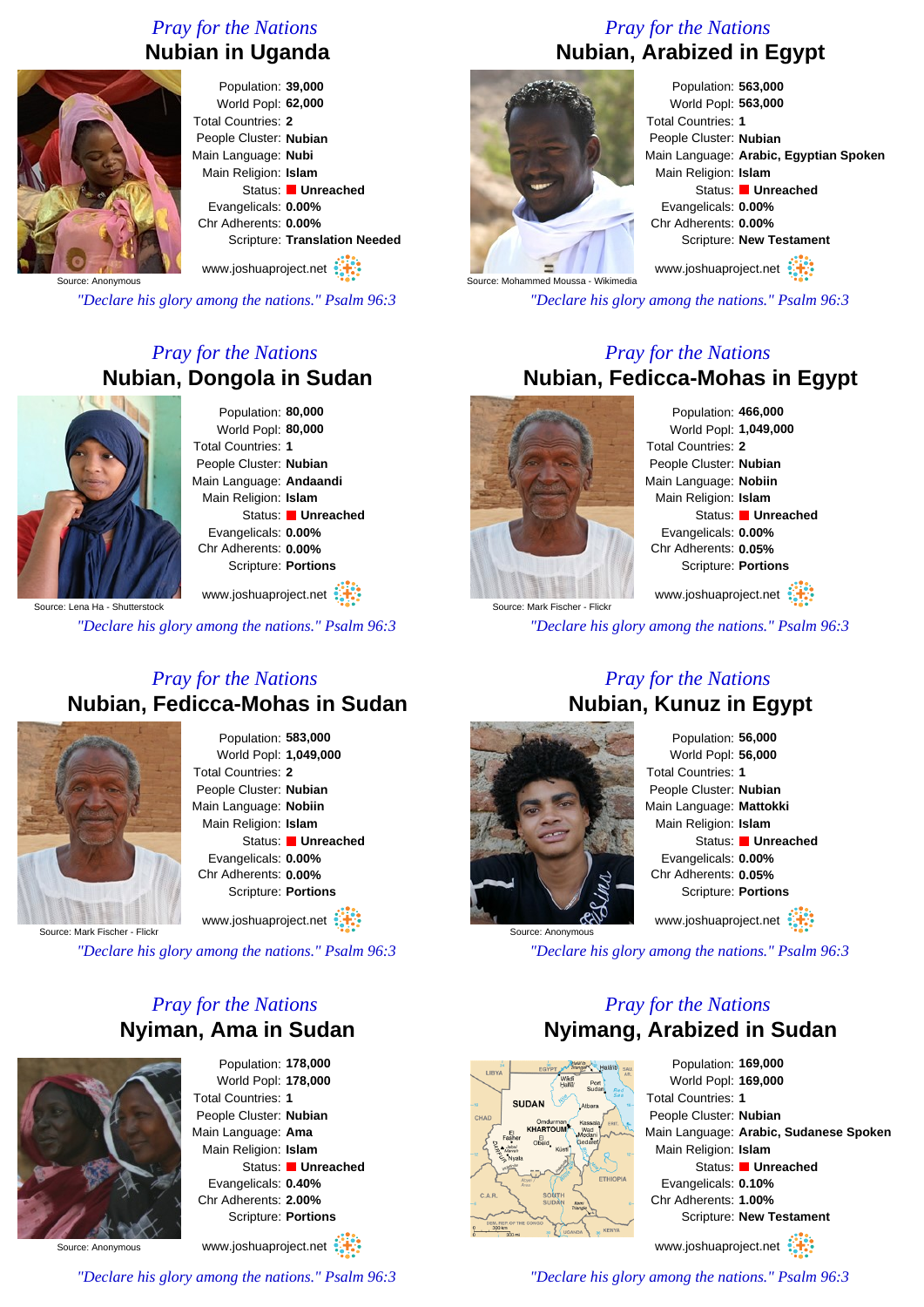*Pray for the Nations*

## Nubian in Uganda

Source: Anonymous

Population: **39,000**
World Popl: **62,000**
Total Countries: **2**
People Cluster: **Nubian**
Main Language: **Nubi**
Main Religion: **Islam**
Status: **Unreached**
Evangelicals: **0.00%**
Chr Adherents: **0.00%**
Scripture: **Translation Needed**

www.joshuaproject.net

*"Declare his glory among the nations." Psalm 96:3*

*Pray for the Nations*

## Nubian, Arabized in Egypt

Source: Mohammed Moussa - Wikimedia

Population: **563,000**
World Popl: **563,000**
Total Countries: **1**
People Cluster: **Nubian**
Main Language: **Arabic, Egyptian Spoken**
Main Religion: **Islam**
Status: **Unreached**
Evangelicals: **0.00%**
Chr Adherents: **0.00%**
Scripture: **New Testament**

www.joshuaproject.net

*"Declare his glory among the nations." Psalm 96:3*

*Pray for the Nations*

## Nubian, Dongola in Sudan

Source: Lena Ha - Shutterstock

Population: **80,000**
World Popl: **80,000**
Total Countries: **1**
People Cluster: **Nubian**
Main Language: **Andaandi**
Main Religion: **Islam**
Status: **Unreached**
Evangelicals: **0.00%**
Chr Adherents: **0.00%**
Scripture: **Portions**

www.joshuaproject.net

*"Declare his glory among the nations." Psalm 96:3*

*Pray for the Nations*

## Nubian, Fedicca-Mohas in Egypt

Source: Mark Fischer - Flickr

Population: **466,000**
World Popl: **1,049,000**
Total Countries: **2**
People Cluster: **Nubian**
Main Language: **Nobiin**
Main Religion: **Islam**
Status: **Unreached**
Evangelicals: **0.00%**
Chr Adherents: **0.05%**
Scripture: **Portions**

www.joshuaproject.net

*"Declare his glory among the nations." Psalm 96:3*

*Pray for the Nations*

## Nubian, Fedicca-Mohas in Sudan

Source: Mark Fischer - Flickr

Population: **583,000**
World Popl: **1,049,000**
Total Countries: **2**
People Cluster: **Nubian**
Main Language: **Nobiin**
Main Religion: **Islam**
Status: **Unreached**
Evangelicals: **0.00%**
Chr Adherents: **0.00%**
Scripture: **Portions**

www.joshuaproject.net

*"Declare his glory among the nations." Psalm 96:3*

*Pray for the Nations*

## Nubian, Kunuz in Egypt

Source: Anonymous

Population: **56,000**
World Popl: **56,000**
Total Countries: **1**
People Cluster: **Nubian**
Main Language: **Mattokki**
Main Religion: **Islam**
Status: **Unreached**
Evangelicals: **0.00%**
Chr Adherents: **0.05%**
Scripture: **Portions**

www.joshuaproject.net

*"Declare his glory among the nations." Psalm 96:3*

*Pray for the Nations*

## Nyiman, Ama in Sudan

Source: Anonymous

Population: **178,000**
World Popl: **178,000**
Total Countries: **1**
People Cluster: **Nubian**
Main Language: **Ama**
Main Religion: **Islam**
Status: **Unreached**
Evangelicals: **0.40%**
Chr Adherents: **2.00%**
Scripture: **Portions**

www.joshuaproject.net

*"Declare his glory among the nations." Psalm 96:3*

*Pray for the Nations*

## Nyimang, Arabized in Sudan

Population: **169,000**
World Popl: **169,000**
Total Countries: **1**
People Cluster: **Nubian**
Main Language: **Arabic, Sudanese Spoken**
Main Religion: **Islam**
Status: **Unreached**
Evangelicals: **0.10%**
Chr Adherents: **1.00%**
Scripture: **New Testament**

www.joshuaproject.net

*"Declare his glory among the nations." Psalm 96:3*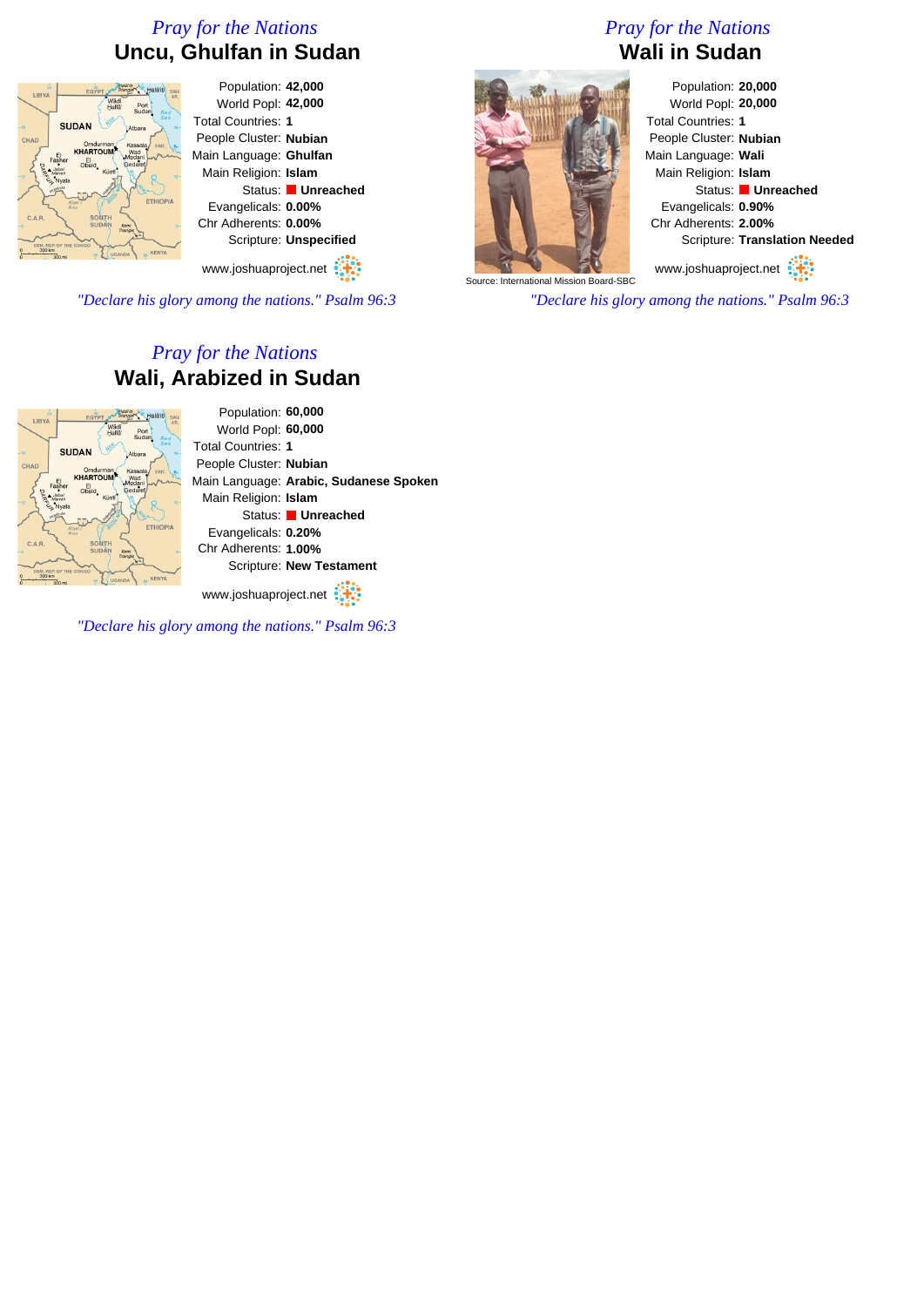*Pray for the Nations*

## Uncu, Ghulfan in Sudan

Population: **42,000**
World Popl: **42,000**
Total Countries: **1**
People Cluster: **Nubian**
Main Language: **Ghulfan**
Main Religion: **Islam**
Status: **Unreached**
Evangelicals: **0.00%**
Chr Adherents: **0.00%**
Scripture: **Unspecified**

www.joshuaproject.net

*"Declare his glory among the nations." Psalm 96:3*

*Pray for the Nations*

## Wali in Sudan

Source: International Mission Board-SBC

Population: **20,000**
World Popl: **20,000**
Total Countries: **1**
People Cluster: **Nubian**
Main Language: **Wali**
Main Religion: **Islam**
Status: **Unreached**
Evangelicals: **0.90%**
Chr Adherents: **2.00%**
Scripture: **Translation Needed**

www.joshuaproject.net

*"Declare his glory among the nations." Psalm 96:3*

*Pray for the Nations*

## Wali, Arabized in Sudan

Population: **60,000**
World Popl: **60,000**
Total Countries: **1**
People Cluster: **Nubian**
Main Language: **Arabic, Sudanese Spoken**
Main Religion: **Islam**
Status: **Unreached**
Evangelicals: **0.20%**
Chr Adherents: **1.00%**
Scripture: **New Testament**

www.joshuaproject.net

*"Declare his glory among the nations." Psalm 96:3*